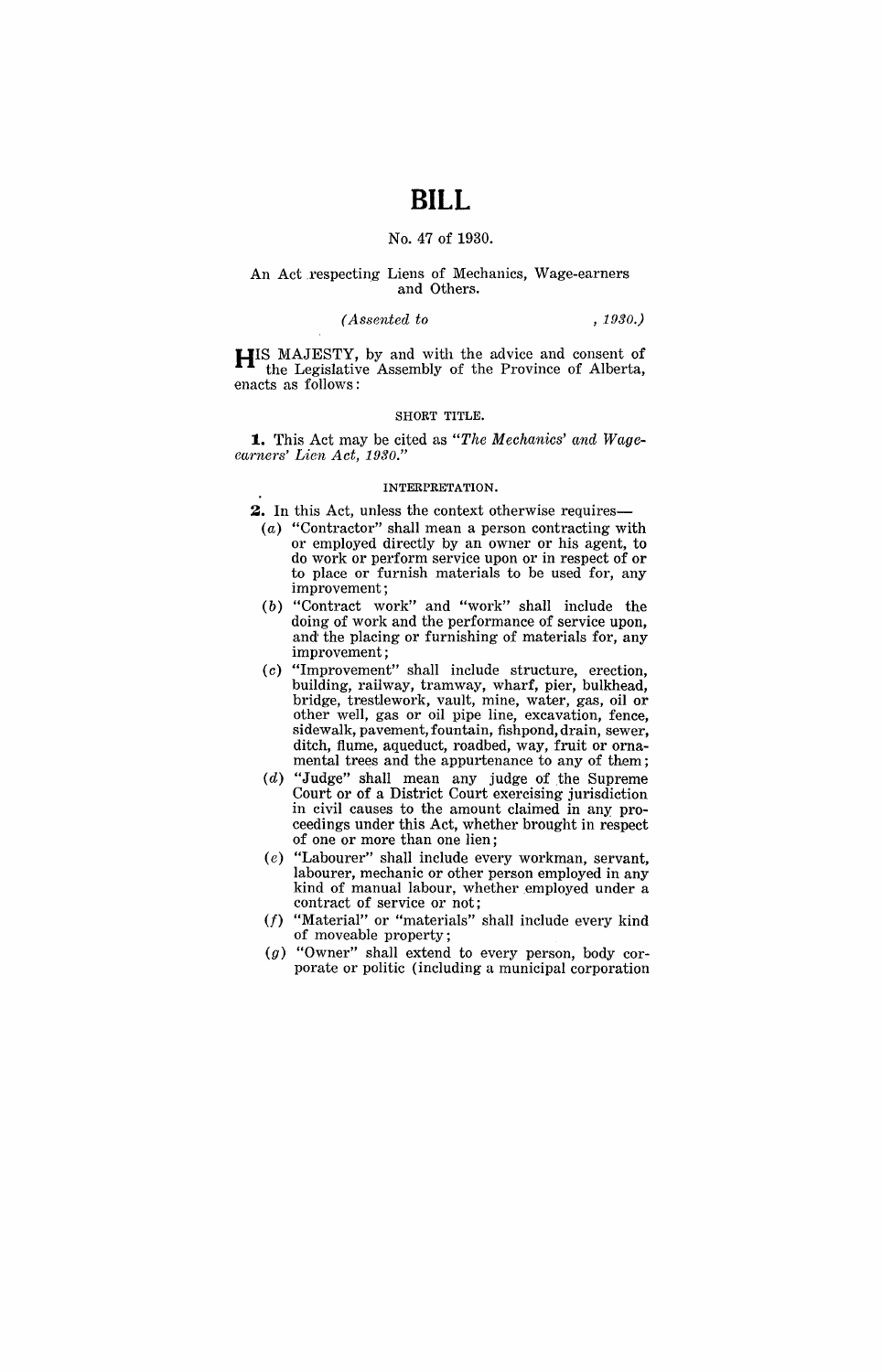# BILL

No. 47 of 1930.

An Act respecting Liens of Mechanics, Wage-earners and Others.

*(Assented to , 1930.)*

HIS MAJESTY, by and with the advice and consent of the Legislative Assembly of the Province of Alberta, enacts as follows:

SHORT TITLE.

**1.** This Act may be cited as *"The Mechanics' and Wage-earners' Lien Act, 1930."*

INTERPRETATION.

**2.** In this Act, unless the context otherwise requires—

(*a*) "Contractor" shall mean a person contracting with or employed directly by an owner or his agent, to do work or perform service upon or in respect of or to place or furnish materials to be used for, any improvement;

(*b*) "Contract work" and "work" shall include the doing of work and the performance of service upon, and the placing or furnishing of materials for, any improvement;

(*c*) "Improvement" shall include structure, erection, building, railway, tramway, wharf, pier, bulkhead, bridge, trestlework, vault, mine, water, gas, oil or other well, gas or oil pipe line, excavation, fence, sidewalk, pavement, fountain, fishpond, drain, sewer, ditch, flume, aqueduct, roadbed, way, fruit or ornamental trees and the appurtenance to any of them;

(*d*) "Judge" shall mean any judge of the Supreme Court or of a District Court exercising jurisdiction in civil causes to the amount claimed in any proceedings under this Act, whether brought in respect of one or more than one lien;

(*e*) "Labourer" shall include every workman, servant, labourer, mechanic or other person employed in any kind of manual labour, whether employed under a contract of service or not;

(*f*) "Material" or "materials" shall include every kind of moveable property;

(*g*) "Owner" shall extend to every person, body corporate or politic (including a municipal corporation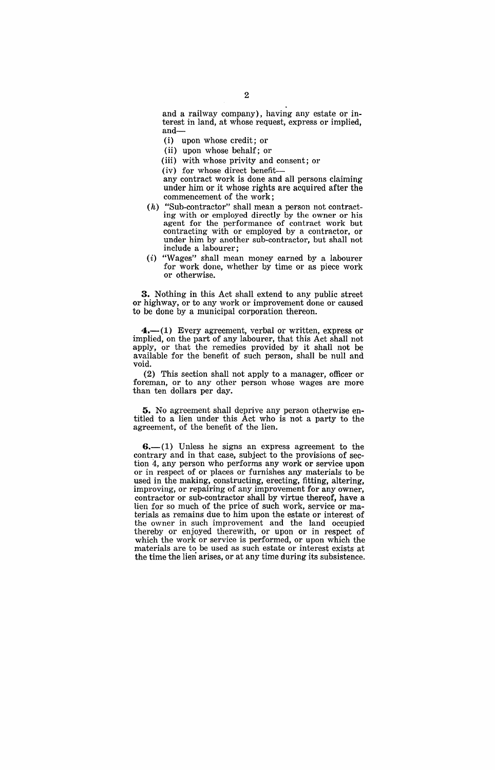and a railway company), having any estate or interest in land, at whose request, express or implied, and—

(i) upon whose credit; or

(ii) upon whose behalf; or

(iii) with whose privity and consent; or

(iv) for whose direct benefit—

any contract work is done and all persons claiming under him or it whose rights are acquired after the commencement of the work;

(*h*) "Sub-contractor" shall mean a person not contracting with or employed directly by the owner or his agent for the performance of contract work but contracting with or employed by a contractor, or under him by another sub-contractor, but shall not include a labourer;

(*i*) "Wages" shall mean money earned by a labourer for work done, whether by time or as piece work or otherwise.

**3.** Nothing in this Act shall extend to any public street or highway, or to any work or improvement done or caused to be done by a municipal corporation thereon.

**4.**—(1) Every agreement, verbal or written, express or implied, on the part of any labourer, that this Act shall not apply, or that the remedies provided by it shall not be available for the benefit of such person, shall be null and void.

(2) This section shall not apply to a manager, officer or foreman, or to any other person whose wages are more than ten dollars per day.

**5.** No agreement shall deprive any person otherwise entitled to a lien under this Act who is not a party to the agreement, of the benefit of the lien.

**6.**—(1) Unless he signs an express agreement to the contrary and in that case, subject to the provisions of section 4, any person who performs any work or service upon or in respect of or places or furnishes any materials to be used in the making, constructing, erecting, fitting, altering, improving, or repairing of any improvement for any owner, contractor or sub-contractor shall by virtue thereof, have a lien for so much of the price of such work, service or materials as remains due to him upon the estate or interest of the owner in such improvement and the land occupied thereby or enjoyed therewith, or upon or in respect of which the work or service is performed, or upon which the materials are to be used as such estate or interest exists at the time the lien arises, or at any time during its subsistence.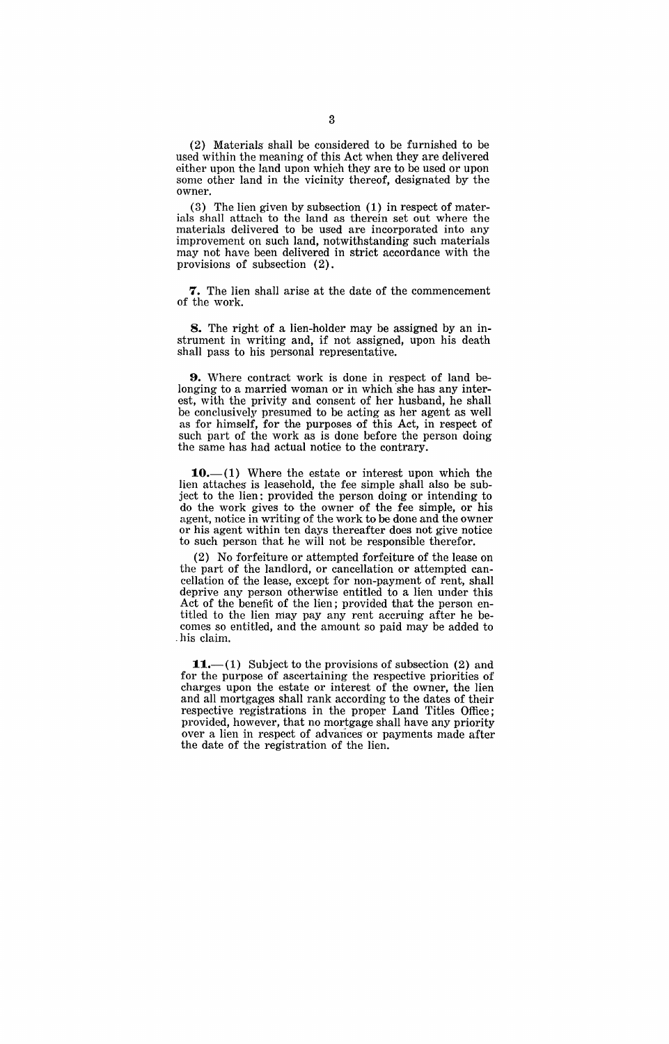(2) Materials shall be considered to be furnished to be used within the meaning of this Act when they are delivered either upon the land upon which they are to be used or upon some other land in the vicinity thereof, designated by the owner.

(3) The lien given by subsection (1) in respect of materials shall attach to the land as therein set out where the materials delivered to be used are incorporated into any improvement on such land, notwithstanding such materials may not have been delivered in strict accordance with the provisions of subsection (2).

**7.** The lien shall arise at the date of the commencement of the work.

**8.** The right of a lien-holder may be assigned by an instrument in writing and, if not assigned, upon his death shall pass to his personal representative.

**9.** Where contract work is done in respect of land belonging to a married woman or in which she has any interest, with the privity and consent of her husband, he shall be conclusively presumed to be acting as her agent as well as for himself, for the purposes of this Act, in respect of such part of the work as is done before the person doing the same has had actual notice to the contrary.

**10.**—(1) Where the estate or interest upon which the lien attaches is leasehold, the fee simple shall also be subject to the lien: provided the person doing or intending to do the work gives to the owner of the fee simple, or his agent, notice in writing of the work to be done and the owner or his agent within ten days thereafter does not give notice to such person that he will not be responsible therefor.

(2) No forfeiture or attempted forfeiture of the lease on the part of the landlord, or cancellation or attempted cancellation of the lease, except for non-payment of rent, shall deprive any person otherwise entitled to a lien under this Act of the benefit of the lien; provided that the person entitled to the lien may pay any rent accruing after he becomes so entitled, and the amount so paid may be added to his claim.

**11.**—(1) Subject to the provisions of subsection (2) and for the purpose of ascertaining the respective priorities of charges upon the estate or interest of the owner, the lien and all mortgages shall rank according to the dates of their respective registrations in the proper Land Titles Office; provided, however, that no mortgage shall have any priority over a lien in respect of advances or payments made after the date of the registration of the lien.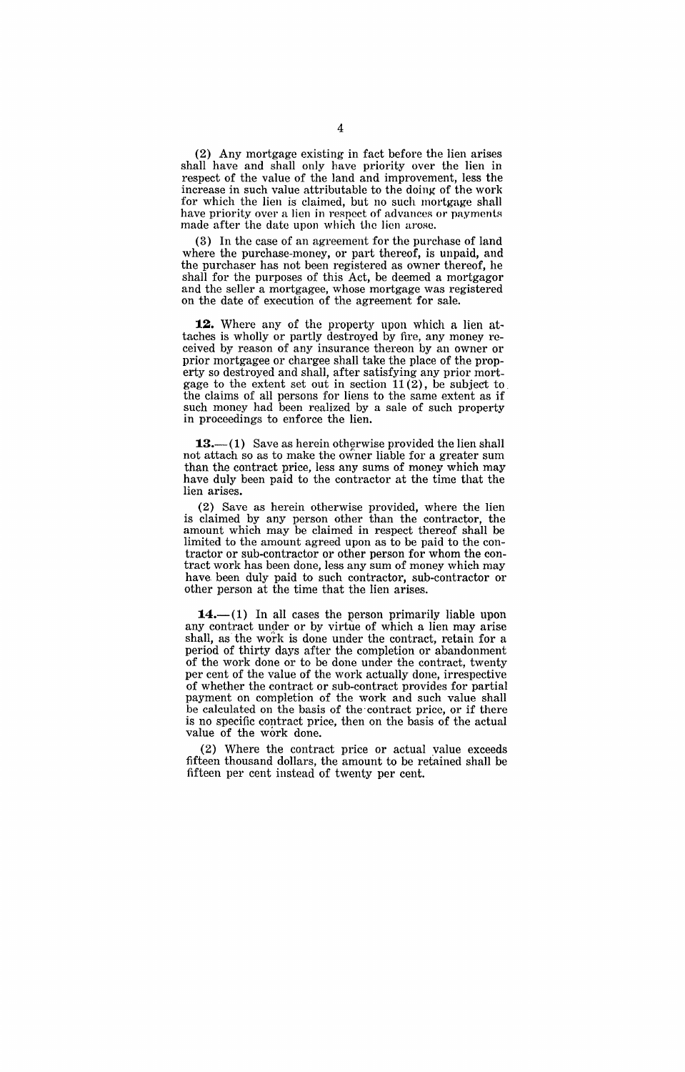(2) Any mortgage existing in fact before the lien arises shall have and shall only have priority over the lien in respect of the value of the land and improvement, less the increase in such value attributable to the doing of the work for which the lien is claimed, but no such mortgage shall have priority over a lien in respect of advances or payments made after the date upon which the lien arose.

(3) In the case of an agreement for the purchase of land where the purchase-money, or part thereof, is unpaid, and the purchaser has not been registered as owner thereof, he shall for the purposes of this Act, be deemed a mortgagor and the seller a mortgagee, whose mortgage was registered on the date of execution of the agreement for sale.

**12.** Where any of the property upon which a lien attaches is wholly or partly destroyed by fire, any money received by reason of any insurance thereon by an owner or prior mortgagee or chargee shall take the place of the property so destroyed and shall, after satisfying any prior mortgage to the extent set out in section 11(2), be subject to the claims of all persons for liens to the same extent as if such money had been realized by a sale of such property in proceedings to enforce the lien.

**13.**—(1) Save as herein otherwise provided the lien shall not attach so as to make the owner liable for a greater sum than the contract price, less any sums of money which may have duly been paid to the contractor at the time that the lien arises.

(2) Save as herein otherwise provided, where the lien is claimed by any person other than the contractor, the amount which may be claimed in respect thereof shall be limited to the amount agreed upon as to be paid to the contractor or sub-contractor or other person for whom the contract work has been done, less any sum of money which may have been duly paid to such contractor, sub-contractor or other person at the time that the lien arises.

**14.**—(1) In all cases the person primarily liable upon any contract under or by virtue of which a lien may arise shall, as the work is done under the contract, retain for a period of thirty days after the completion or abandonment of the work done or to be done under the contract, twenty per cent of the value of the work actually done, irrespective of whether the contract or sub-contract provides for partial payment on completion of the work and such value shall be calculated on the basis of the contract price, or if there is no specific contract price, then on the basis of the actual value of the work done.

(2) Where the contract price or actual value exceeds fifteen thousand dollars, the amount to be retained shall be fifteen per cent instead of twenty per cent.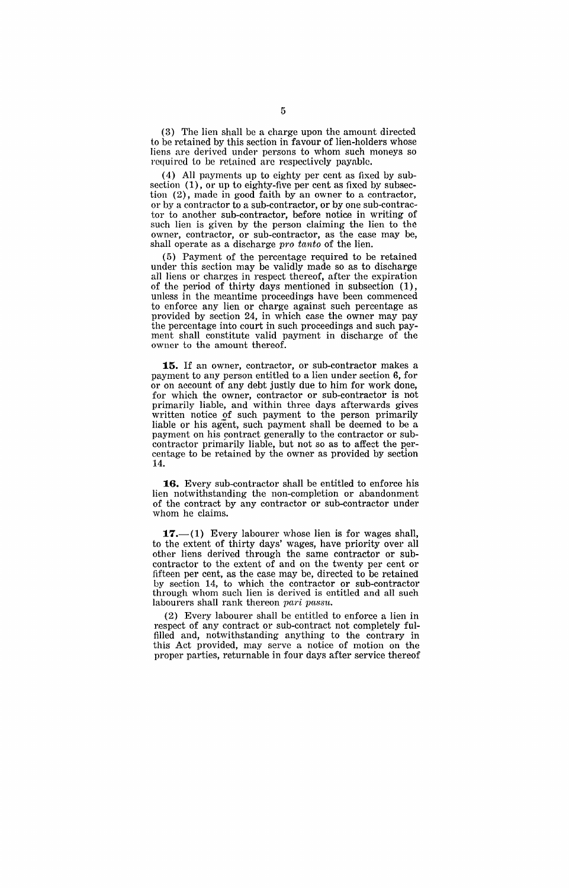(3) The lien shall be a charge upon the amount directed to be retained by this section in favour of lien-holders whose liens are derived under persons to whom such moneys so required to be retained are respectively payable.

(4) All payments up to eighty per cent as fixed by subsection (1), or up to eighty-five per cent as fixed by subsection (2), made in good faith by an owner to a contractor, or by a contractor to a sub-contractor, or by one sub-contractor to another sub-contractor, before notice in writing of such lien is given by the person claiming the lien to the owner, contractor, or sub-contractor, as the case may be, shall operate as a discharge *pro tanto* of the lien.

(5) Payment of the percentage required to be retained under this section may be validly made so as to discharge all liens or charges in respect thereof, after the expiration of the period of thirty days mentioned in subsection (1), unless in the meantime proceedings have been commenced to enforce any lien or charge against such percentage as provided by section 24, in which case the owner may pay the percentage into court in such proceedings and such payment shall constitute valid payment in discharge of the owner to the amount thereof.

**15.** If an owner, contractor, or sub-contractor makes a payment to any person entitled to a lien under section 6, for or on account of any debt justly due to him for work done, for which the owner, contractor or sub-contractor is not primarily liable, and within three days afterwards gives written notice of such payment to the person primarily liable or his agent, such payment shall be deemed to be a payment on his contract generally to the contractor or sub-contractor primarily liable, but not so as to affect the percentage to be retained by the owner as provided by section 14.

**16.** Every sub-contractor shall be entitled to enforce his lien notwithstanding the non-completion or abandonment of the contract by any contractor or sub-contractor under whom he claims.

**17.**—(1) Every labourer whose lien is for wages shall, to the extent of thirty days' wages, have priority over all other liens derived through the same contractor or sub-contractor to the extent of and on the twenty per cent or fifteen per cent, as the case may be, directed to be retained by section 14, to which the contractor or sub-contractor through whom such lien is derived is entitled and all such labourers shall rank thereon *pari passu*.

(2) Every labourer shall be entitled to enforce a lien in respect of any contract or sub-contract not completely fulfilled and, notwithstanding anything to the contrary in this Act provided, may serve a notice of motion on the proper parties, returnable in four days after service thereof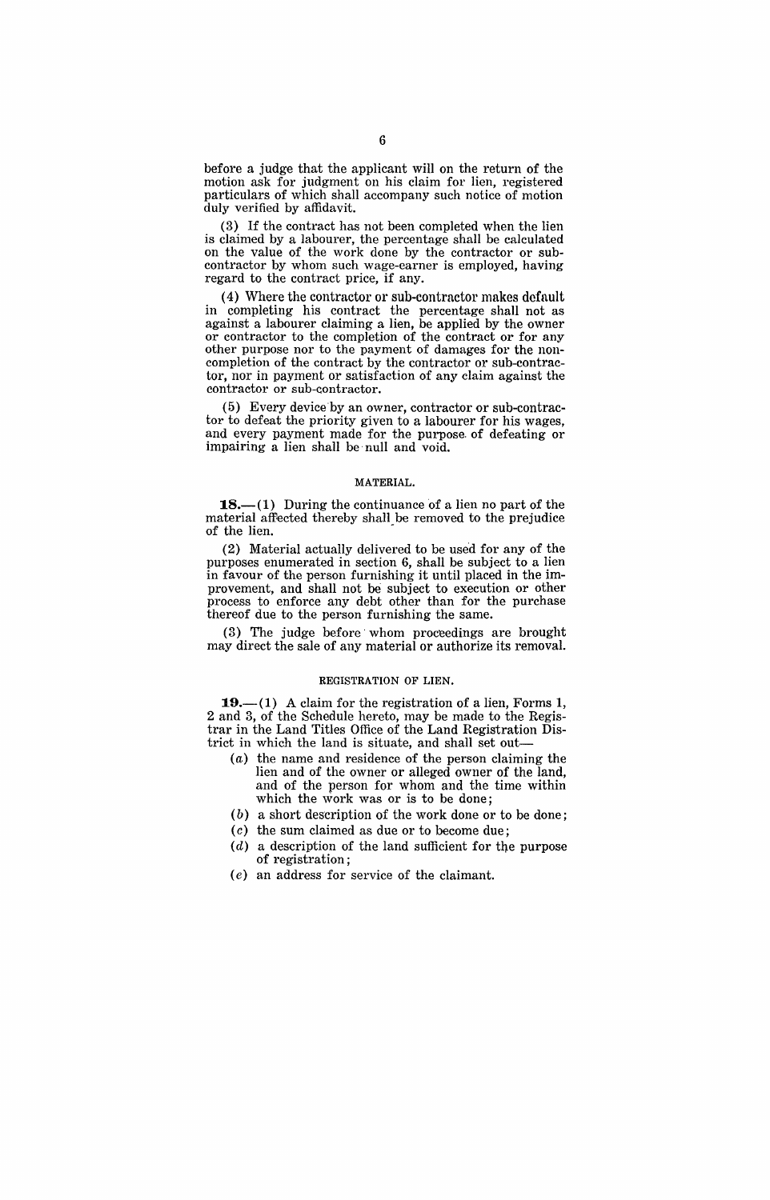before a judge that the applicant will on the return of the motion ask for judgment on his claim for lien, registered particulars of which shall accompany such notice of motion duly verified by affidavit.

(3) If the contract has not been completed when the lien is claimed by a labourer, the percentage shall be calculated on the value of the work done by the contractor or sub-contractor by whom such wage-earner is employed, having regard to the contract price, if any.

(4) Where the contractor or sub-contractor makes default in completing his contract the percentage shall not as against a labourer claiming a lien, be applied by the owner or contractor to the completion of the contract or for any other purpose nor to the payment of damages for the non-completion of the contract by the contractor or sub-contractor, nor in payment or satisfaction of any claim against the contractor or sub-contractor.

(5) Every device by an owner, contractor or sub-contractor to defeat the priority given to a labourer for his wages, and every payment made for the purpose of defeating or impairing a lien shall be null and void.

## MATERIAL.

**18.**—(1) During the continuance of a lien no part of the material affected thereby shall be removed to the prejudice of the lien.

(2) Material actually delivered to be used for any of the purposes enumerated in section 6, shall be subject to a lien in favour of the person furnishing it until placed in the improvement, and shall not be subject to execution or other process to enforce any debt other than for the purchase thereof due to the person furnishing the same.

(3) The judge before whom proceedings are brought may direct the sale of any material or authorize its removal.

## REGISTRATION OF LIEN.

**19.**—(1) A claim for the registration of a lien, Forms 1, 2 and 3, of the Schedule hereto, may be made to the Registrar in the Land Titles Office of the Land Registration District in which the land is situate, and shall set out—

- (*a*) the name and residence of the person claiming the lien and of the owner or alleged owner of the land, and of the person for whom and the time within which the work was or is to be done;
- (*b*) a short description of the work done or to be done;
- (*c*) the sum claimed as due or to become due;
- (*d*) a description of the land sufficient for the purpose of registration;
- (*e*) an address for service of the claimant.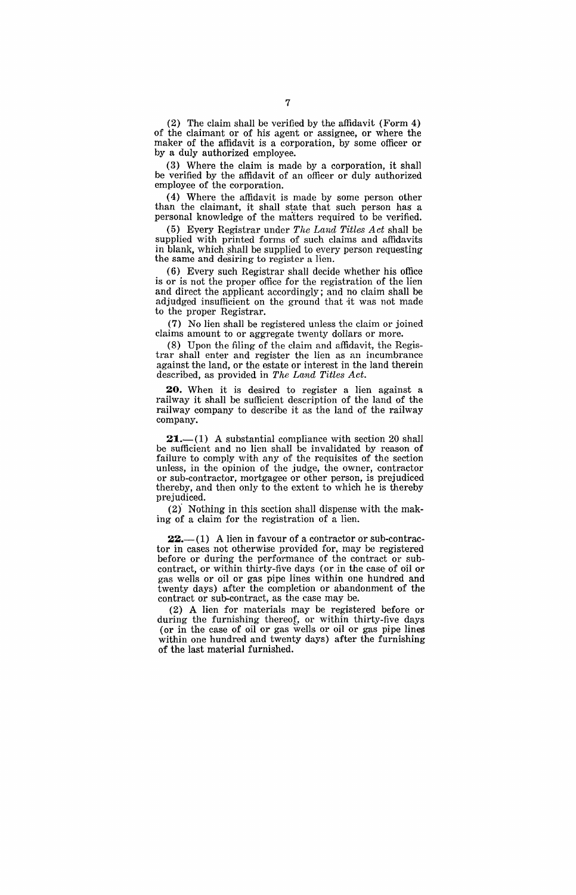(2) The claim shall be verified by the affidavit (Form 4) of the claimant or of his agent or assignee, or where the maker of the affidavit is a corporation, by some officer or by a duly authorized employee.

(3) Where the claim is made by a corporation, it shall be verified by the affidavit of an officer or duly authorized employee of the corporation.

(4) Where the affidavit is made by some person other than the claimant, it shall state that such person has a personal knowledge of the matters required to be verified.

(5) Every Registrar under *The Land Titles Act* shall be supplied with printed forms of such claims and affidavits in blank, which shall be supplied to every person requesting the same and desiring to register a lien.

(6) Every such Registrar shall decide whether his office is or is not the proper office for the registration of the lien and direct the applicant accordingly; and no claim shall be adjudged insufficient on the ground that it was not made to the proper Registrar.

(7) No lien shall be registered unless the claim or joined claims amount to or aggregate twenty dollars or more.

(8) Upon the filing of the claim and affidavit, the Registrar shall enter and register the lien as an incumbrance against the land, or the estate or interest in the land therein described, as provided in *The Land Titles Act*.

**20.** When it is desired to register a lien against a railway it shall be sufficient description of the land of the railway company to describe it as the land of the railway company.

**21.**—(1) A substantial compliance with section 20 shall be sufficient and no lien shall be invalidated by reason of failure to comply with any of the requisites of the section unless, in the opinion of the judge, the owner, contractor or sub-contractor, mortgagee or other person, is prejudiced thereby, and then only to the extent to which he is thereby prejudiced.

(2) Nothing in this section shall dispense with the making of a claim for the registration of a lien.

**22.**—(1) A lien in favour of a contractor or sub-contractor in cases not otherwise provided for, may be registered before or during the performance of the contract or sub-contract, or within thirty-five days (or in the case of oil or gas wells or oil or gas pipe lines within one hundred and twenty days) after the completion or abandonment of the contract or sub-contract, as the case may be.

(2) A lien for materials may be registered before or during the furnishing thereof, or within thirty-five days (or in the case of oil or gas wells or oil or gas pipe lines within one hundred and twenty days) after the furnishing of the last material furnished.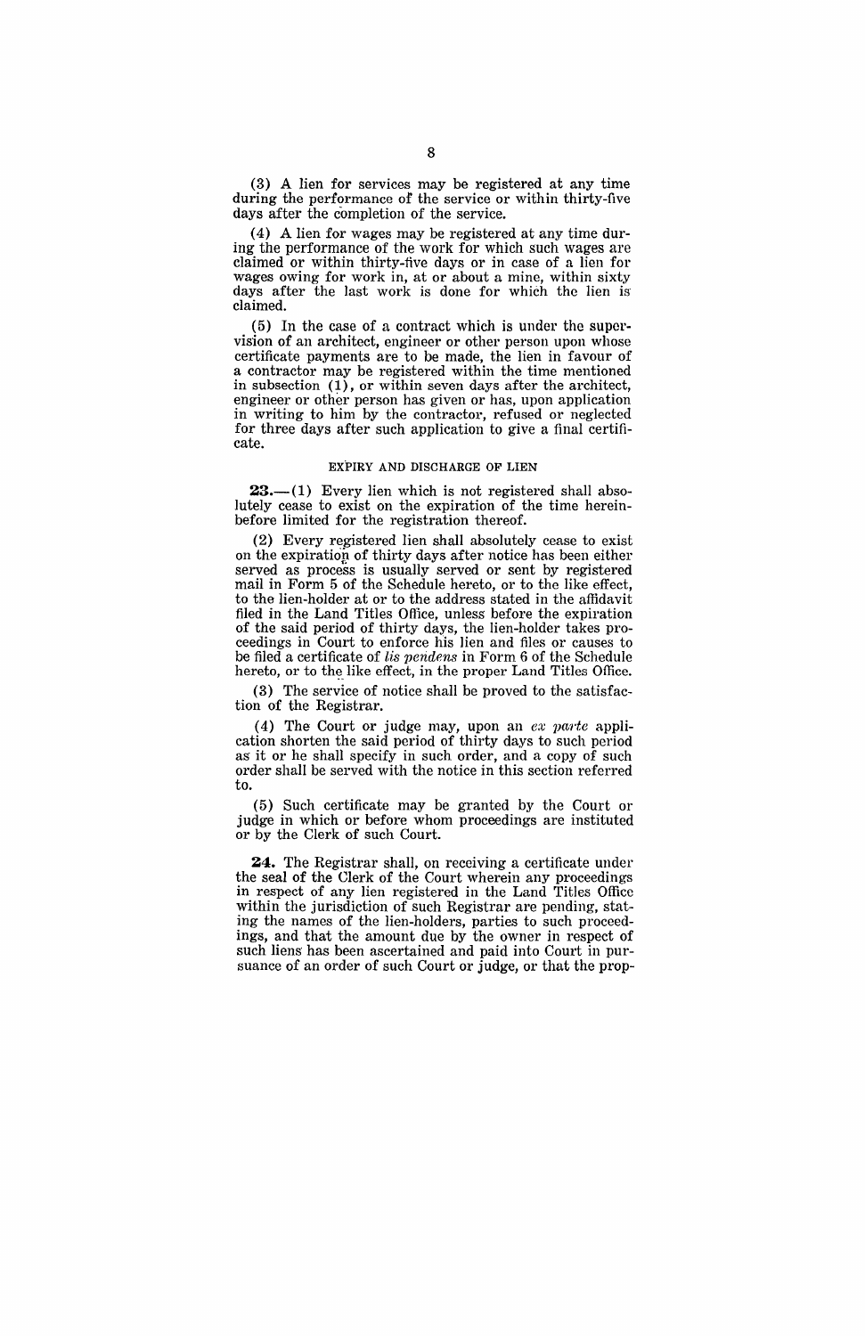(3) A lien for services may be registered at any time during the performance of the service or within thirty-five days after the completion of the service.

(4) A lien for wages may be registered at any time during the performance of the work for which such wages are claimed or within thirty-five days or in case of a lien for wages owing for work in, at or about a mine, within sixty days after the last work is done for which the lien is claimed.

(5) In the case of a contract which is under the supervision of an architect, engineer or other person upon whose certificate payments are to be made, the lien in favour of a contractor may be registered within the time mentioned in subsection (1), or within seven days after the architect, engineer or other person has given or has, upon application in writing to him by the contractor, refused or neglected for three days after such application to give a final certificate.

### EXPIRY AND DISCHARGE OF LIEN

**23.**—(1) Every lien which is not registered shall absolutely cease to exist on the expiration of the time hereinbefore limited for the registration thereof.

(2) Every registered lien shall absolutely cease to exist on the expiration of thirty days after notice has been either served as process is usually served or sent by registered mail in Form 5 of the Schedule hereto, or to the like effect, to the lien-holder at or to the address stated in the affidavit filed in the Land Titles Office, unless before the expiration of the said period of thirty days, the lien-holder takes proceedings in Court to enforce his lien and files or causes to be filed a certificate of *lis pendens* in Form 6 of the Schedule hereto, or to the like effect, in the proper Land Titles Office.

(3) The service of notice shall be proved to the satisfaction of the Registrar.

(4) The Court or judge may, upon an *ex parte* application shorten the said period of thirty days to such period as it or he shall specify in such order, and a copy of such order shall be served with the notice in this section referred to.

(5) Such certificate may be granted by the Court or judge in which or before whom proceedings are instituted or by the Clerk of such Court.

**24.** The Registrar shall, on receiving a certificate under the seal of the Clerk of the Court wherein any proceedings in respect of any lien registered in the Land Titles Office within the jurisdiction of such Registrar are pending, stating the names of the lien-holders, parties to such proceedings, and that the amount due by the owner in respect of such liens has been ascertained and paid into Court in pursuance of an order of such Court or judge, or that the prop-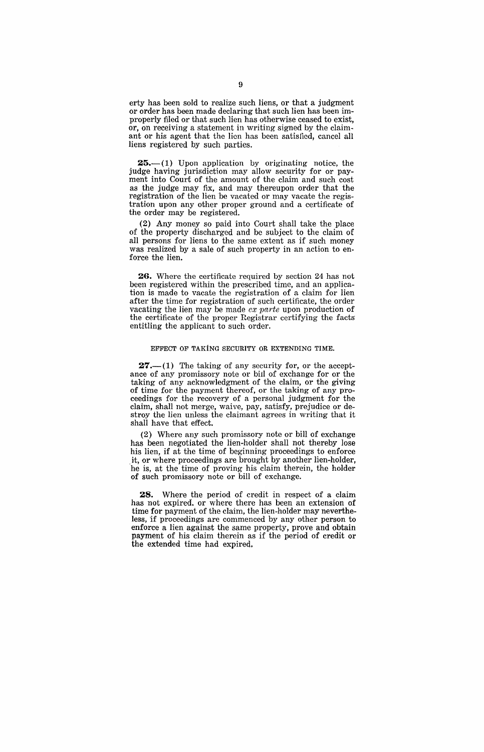erty has been sold to realize such liens, or that a judgment or order has been made declaring that such lien has been improperly filed or that such lien has otherwise ceased to exist, or, on receiving a statement in writing signed by the claimant or his agent that the lien has been satisfied, cancel all liens registered by such parties.

**25.**—(1) Upon application by originating notice, the judge having jurisdiction may allow security for or payment into Court of the amount of the claim and such cost as the judge may fix, and may thereupon order that the registration of the lien be vacated or may vacate the registration upon any other proper ground and a certificate of the order may be registered.

(2) Any money so paid into Court shall take the place of the property discharged and be subject to the claim of all persons for liens to the same extent as if such money was realized by a sale of such property in an action to enforce the lien.

**26.** Where the certificate required by section 24 has not been registered within the prescribed time, and an application is made to vacate the registration of a claim for lien after the time for registration of such certificate, the order vacating the lien may be made *ex parte* upon production of the certificate of the proper Registrar certifying the facts entitling the applicant to such order.

EFFECT OF TAKING SECURITY OR EXTENDING TIME.

**27.**—(1) The taking of any security for, or the acceptance of any promissory note or bill of exchange for or the taking of any acknowledgment of the claim, or the giving of time for the payment thereof, or the taking of any proceedings for the recovery of a personal judgment for the claim, shall not merge, waive, pay, satisfy, prejudice or destroy the lien unless the claimant agrees in writing that it shall have that effect.

(2) Where any such promissory note or bill of exchange has been negotiated the lien-holder shall not thereby lose his lien, if at the time of beginning proceedings to enforce it, or where proceedings are brought by another lien-holder, he is, at the time of proving his claim therein, the holder of such promissory note or bill of exchange.

**28.** Where the period of credit in respect of a claim has not expired, or where there has been an extension of time for payment of the claim, the lien-holder may nevertheless, if proceedings are commenced by any other person to enforce a lien against the same property, prove and obtain payment of his claim therein as if the period of credit or the extended time had expired.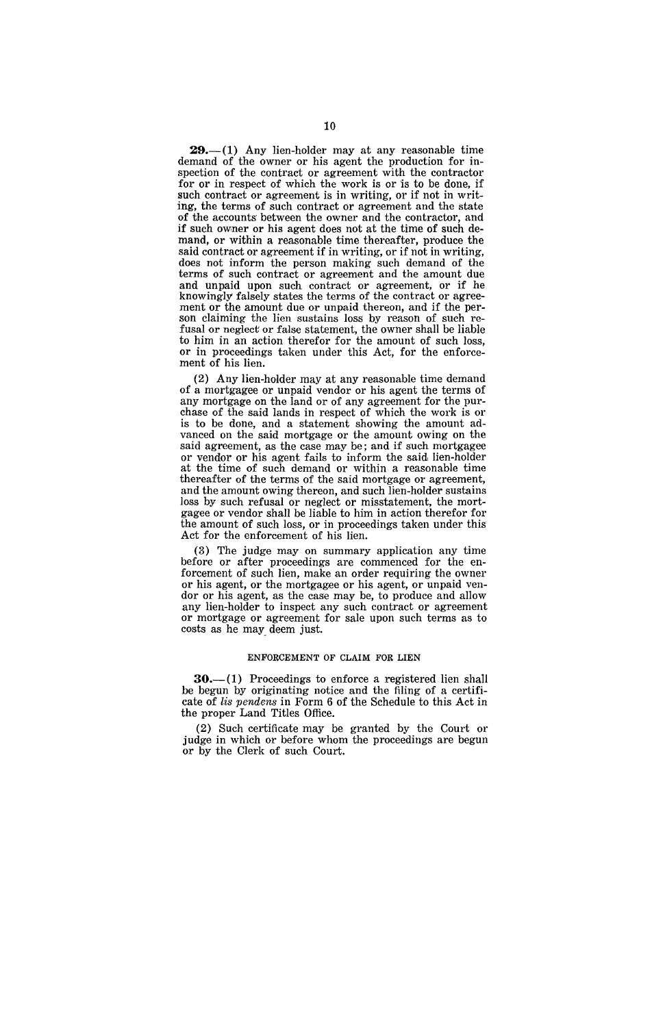**29.**—(1) Any lien-holder may at any reasonable time demand of the owner or his agent the production for inspection of the contract or agreement with the contractor for or in respect of which the work is or is to be done, if such contract or agreement is in writing, or if not in writing, the terms of such contract or agreement and the state of the accounts between the owner and the contractor, and if such owner or his agent does not at the time of such demand, or within a reasonable time thereafter, produce the said contract or agreement if in writing, or if not in writing, does not inform the person making such demand of the terms of such contract or agreement and the amount due and unpaid upon such contract or agreement, or if he knowingly falsely states the terms of the contract or agreement or the amount due or unpaid thereon, and if the person claiming the lien sustains loss by reason of such refusal or neglect or false statement, the owner shall be liable to him in an action therefor for the amount of such loss, or in proceedings taken under this Act, for the enforcement of his lien.

(2) Any lien-holder may at any reasonable time demand of a mortgagee or unpaid vendor or his agent the terms of any mortgage on the land or of any agreement for the purchase of the said lands in respect of which the work is or is to be done, and a statement showing the amount advanced on the said mortgage or the amount owing on the said agreement, as the case may be; and if such mortgagee or vendor or his agent fails to inform the said lien-holder at the time of such demand or within a reasonable time thereafter of the terms of the said mortgage or agreement, and the amount owing thereon, and such lien-holder sustains loss by such refusal or neglect or misstatement, the mortgagee or vendor shall be liable to him in action therefor for the amount of such loss, or in proceedings taken under this Act for the enforcement of his lien.

(3) The judge may on summary application any time before or after proceedings are commenced for the enforcement of such lien, make an order requiring the owner or his agent, or the mortgagee or his agent, or unpaid vendor or his agent, as the case may be, to produce and allow any lien-holder to inspect any such contract or agreement or mortgage or agreement for sale upon such terms as to costs as he may deem just.

## ENFORCEMENT OF CLAIM FOR LIEN

**30.**—(1) Proceedings to enforce a registered lien shall be begun by originating notice and the filing of a certificate of *lis pendens* in Form 6 of the Schedule to this Act in the proper Land Titles Office.

(2) Such certificate may be granted by the Court or judge in which or before whom the proceedings are begun or by the Clerk of such Court.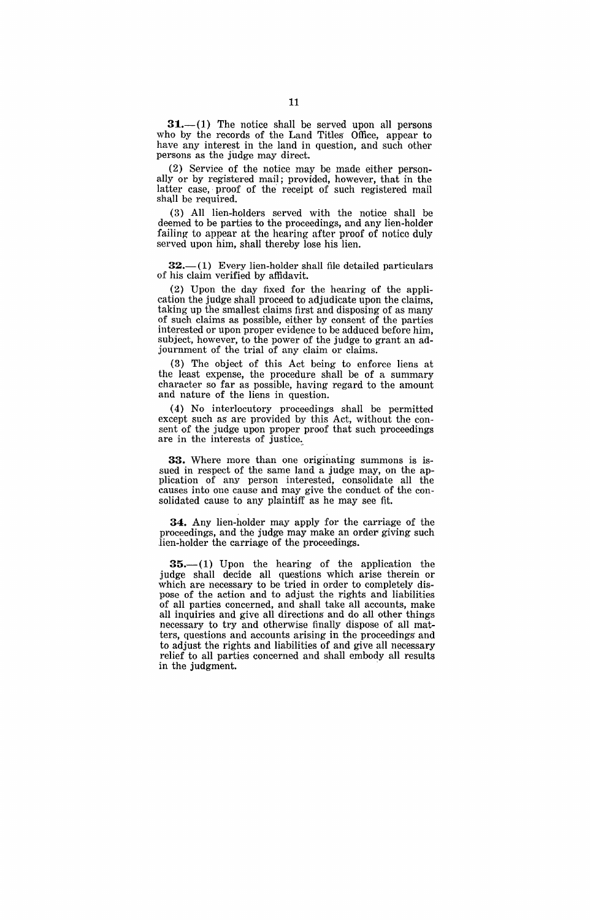**31.**—(1) The notice shall be served upon all persons who by the records of the Land Titles Office, appear to have any interest in the land in question, and such other persons as the judge may direct.

(2) Service of the notice may be made either personally or by registered mail; provided, however, that in the latter case, proof of the receipt of such registered mail shall be required.

(3) All lien-holders served with the notice shall be deemed to be parties to the proceedings, and any lien-holder failing to appear at the hearing after proof of notice duly served upon him, shall thereby lose his lien.

**32.**—(1) Every lien-holder shall file detailed particulars of his claim verified by affidavit.

(2) Upon the day fixed for the hearing of the application the judge shall proceed to adjudicate upon the claims, taking up the smallest claims first and disposing of as many of such claims as possible, either by consent of the parties interested or upon proper evidence to be adduced before him, subject, however, to the power of the judge to grant an adjournment of the trial of any claim or claims.

(3) The object of this Act being to enforce liens at the least expense, the procedure shall be of a summary character so far as possible, having regard to the amount and nature of the liens in question.

(4) No interlocutory proceedings shall be permitted except such as are provided by this Act, without the consent of the judge upon proper proof that such proceedings are in the interests of justice.

**33.** Where more than one originating summons is issued in respect of the same land a judge may, on the application of any person interested, consolidate all the causes into one cause and may give the conduct of the consolidated cause to any plaintiff as he may see fit.

**34.** Any lien-holder may apply for the carriage of the proceedings, and the judge may make an order giving such lien-holder the carriage of the proceedings.

**35.**—(1) Upon the hearing of the application the judge shall decide all questions which arise therein or which are necessary to be tried in order to completely dispose of the action and to adjust the rights and liabilities of all parties concerned, and shall take all accounts, make all inquiries and give all directions and do all other things necessary to try and otherwise finally dispose of all matters, questions and accounts arising in the proceedings and to adjust the rights and liabilities of and give all necessary relief to all parties concerned and shall embody all results in the judgment.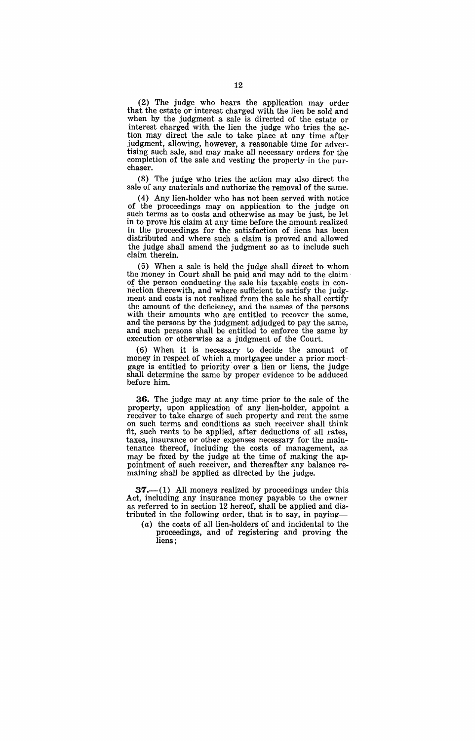(2) The judge who hears the application may order that the estate or interest charged with the lien be sold and when by the judgment a sale is directed of the estate or interest charged with the lien the judge who tries the action may direct the sale to take place at any time after judgment, allowing, however, a reasonable time for advertising such sale, and may make all necessary orders for the completion of the sale and vesting the property in the purchaser.

(3) The judge who tries the action may also direct the sale of any materials and authorize the removal of the same.

(4) Any lien-holder who has not been served with notice of the proceedings may on application to the judge on such terms as to costs and otherwise as may be just, be let in to prove his claim at any time before the amount realized in the proceedings for the satisfaction of liens has been distributed and where such a claim is proved and allowed the judge shall amend the judgment so as to include such claim therein.

(5) When a sale is held the judge shall direct to whom the money in Court shall be paid and may add to the claim of the person conducting the sale his taxable costs in connection therewith, and where sufficient to satisfy the judgment and costs is not realized from the sale he shall certify the amount of the deficiency, and the names of the persons with their amounts who are entitled to recover the same, and the persons by the judgment adjudged to pay the same, and such persons shall be entitled to enforce the same by execution or otherwise as a judgment of the Court.

(6) When it is necessary to decide the amount of money in respect of which a mortgagee under a prior mortgage is entitled to priority over a lien or liens, the judge shall determine the same by proper evidence to be adduced before him.

**36.** The judge may at any time prior to the sale of the property, upon application of any lien-holder, appoint a receiver to take charge of such property and rent the same on such terms and conditions as such receiver shall think fit, such rents to be applied, after deductions of all rates, taxes, insurance or other expenses necessary for the maintenance thereof, including the costs of management, as may be fixed by the judge at the time of making the appointment of such receiver, and thereafter any balance remaining shall be applied as directed by the judge.

**37.**—(1) All moneys realized by proceedings under this Act, including any insurance money payable to the owner as referred to in section 12 hereof, shall be applied and distributed in the following order, that is to say, in paying—

(*a*) the costs of all lien-holders of and incidental to the proceedings, and of registering and proving the liens;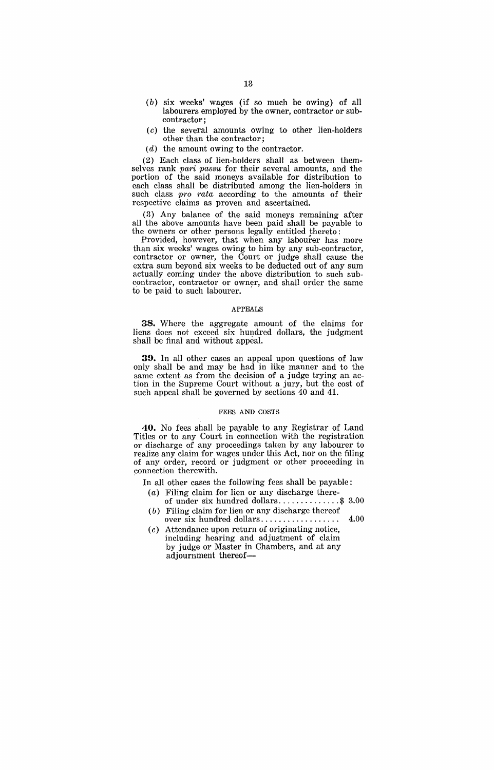(*b*) six weeks' wages (if so much be owing) of all labourers employed by the owner, contractor or sub-contractor;

(*c*) the several amounts owing to other lien-holders other than the contractor;

(*d*) the amount owing to the contractor.

(2) Each class of lien-holders shall as between themselves rank *pari passu* for their several amounts, and the portion of the said moneys available for distribution to each class shall be distributed among the lien-holders in such class *pro rata* according to the amounts of their respective claims as proven and ascertained.

(3) Any balance of the said moneys remaining after all the above amounts have been paid shall be payable to the owners or other persons legally entitled thereto:

Provided, however, that when any labourer has more than six weeks' wages owing to him by any sub-contractor, contractor or owner, the Court or judge shall cause the extra sum beyond six weeks to be deducted out of any sum actually coming under the above distribution to such sub-contractor, contractor or owner, and shall order the same to be paid to such labourer.

### APPEALS

**38.** Where the aggregate amount of the claims for liens does not exceed six hundred dollars, the judgment shall be final and without appeal.

**39.** In all other cases an appeal upon questions of law only shall be and may be had in like manner and to the same extent as from the decision of a judge trying an action in the Supreme Court without a jury, but the cost of such appeal shall be governed by sections 40 and 41.

### FEES AND COSTS

**40.** No fees shall be payable to any Registrar of Land Titles or to any Court in connection with the registration or discharge of any proceedings taken by any labourer to realize any claim for wages under this Act, nor on the filing of any order, record or judgment or other proceeding in connection therewith.

In all other cases the following fees shall be payable:

(*a*) Filing claim for lien or any discharge thereof of under six hundred dollars..............$ 3.00

(*b*) Filing claim for lien or any discharge thereof over six hundred dollars.................. 4.00

(*c*) Attendance upon return of originating notice, including hearing and adjustment of claim by judge or Master in Chambers, and at any adjournment thereof—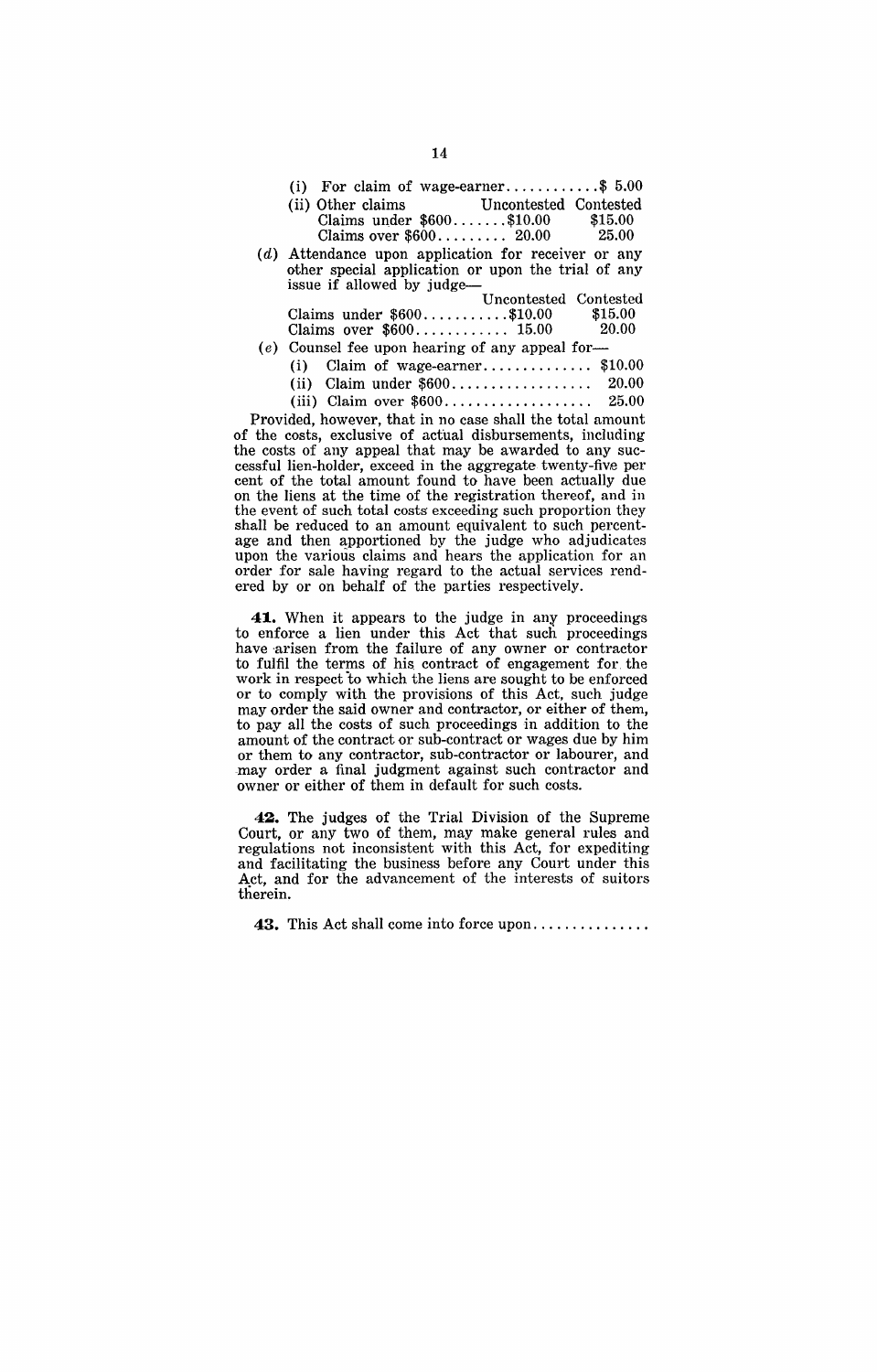(i) For claim of wage-earner............$ 5.00

(ii) Other claims

| | Uncontested | Contested |
|---|---|---|
| Claims under $600....... | $10.00 | $15.00 |
| Claims over $600......... | 20.00 | 25.00 |

(*d*) Attendance upon application for receiver or any other special application or upon the trial of any issue if allowed by judge—

| | Uncontested | Contested |
|---|---|---|
| Claims under $600........... | $10.00 | $15.00 |
| Claims over $600............ | 15.00 | 20.00 |

(*e*) Counsel fee upon hearing of any appeal for—

(i) Claim of wage-earner.............. $10.00

(ii) Claim under $600.................. 20.00

(iii) Claim over $600................... 25.00

Provided, however, that in no case shall the total amount of the costs, exclusive of actual disbursements, including the costs of any appeal that may be awarded to any successful lien-holder, exceed in the aggregate twenty-five per cent of the total amount found to have been actually due on the liens at the time of the registration thereof, and in the event of such total costs exceeding such proportion they shall be reduced to an amount equivalent to such percentage and then apportioned by the judge who adjudicates upon the various claims and hears the application for an order for sale having regard to the actual services rendered by or on behalf of the parties respectively.

**41.** When it appears to the judge in any proceedings to enforce a lien under this Act that such proceedings have arisen from the failure of any owner or contractor to fulfil the terms of his contract of engagement for the work in respect to which the liens are sought to be enforced or to comply with the provisions of this Act, such judge may order the said owner and contractor, or either of them, to pay all the costs of such proceedings in addition to the amount of the contract or sub-contract or wages due by him or them to any contractor, sub-contractor or labourer, and may order a final judgment against such contractor and owner or either of them in default for such costs.

**42.** The judges of the Trial Division of the Supreme Court, or any two of them, may make general rules and regulations not inconsistent with this Act, for expediting and facilitating the business before any Court under this Act, and for the advancement of the interests of suitors therein.

**43.** This Act shall come into force upon...............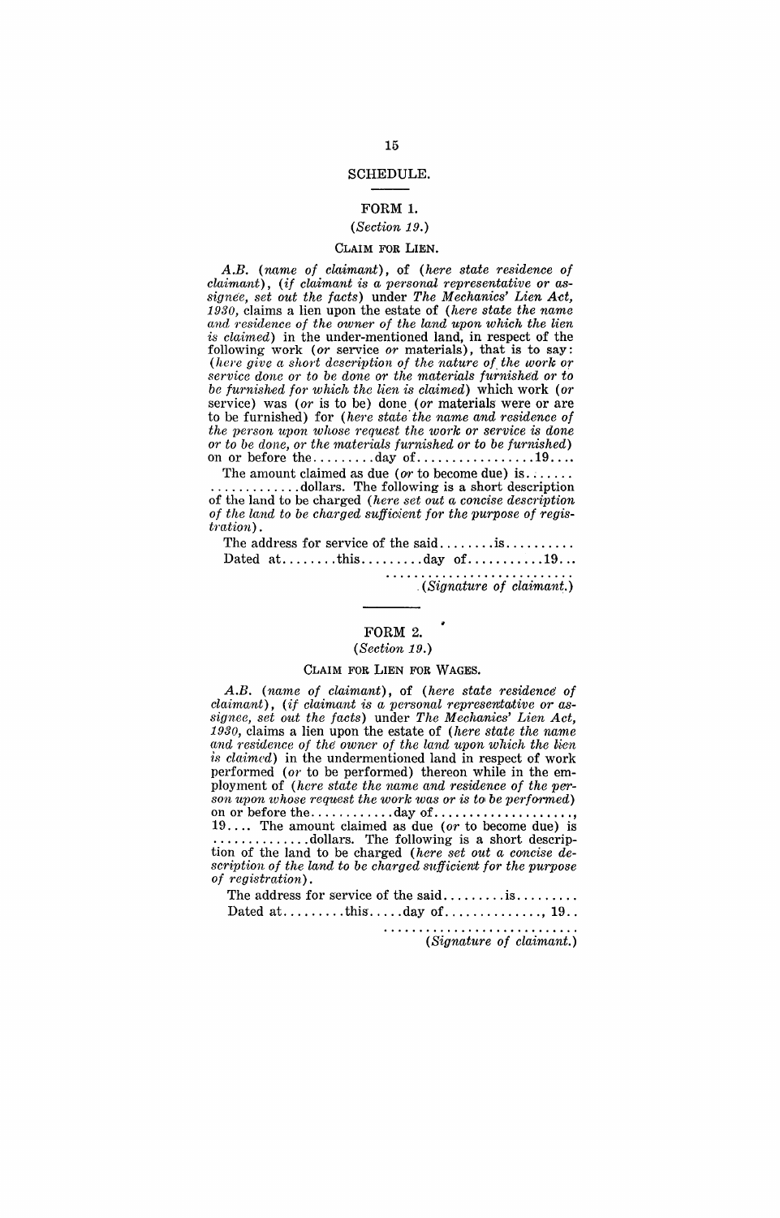## SCHEDULE.

### FORM 1.

*(Section 19.)*

#### CLAIM FOR LIEN.

*A.B.* (*name of claimant*), of (*here state residence of claimant*), (*if claimant is a personal representative or assignee, set out the facts*) under *The Mechanics' Lien Act, 1930,* claims a lien upon the estate of (*here state the name and residence of the owner of the land upon which the lien is claimed*) in the under-mentioned land, in respect of the following work (*or* service *or* materials), that is to say: (*here give a short description of the nature of the work or service done or to be done or the materials furnished or to be furnished for which the lien is claimed*) which work (*or* service) was (*or* is to be) done (*or* materials were or are to be furnished) for (*here state the name and residence of the person upon whose request the work or service is done or to be done, or the materials furnished or to be furnished*) on or before the.........day of.................19....

The amount claimed as due (*or* to become due) is....... .............dollars. The following is a short description of the land to be charged (*here set out a concise description of the land to be charged sufficient for the purpose of registration*).

The address for service of the said........is..........

Dated at........this.........day of...........19...

...........................
(*Signature of claimant.*)

### FORM 2.

*(Section 19.)*

#### CLAIM FOR LIEN FOR WAGES.

*A.B.* (*name of claimant*), of (*here state residence of claimant*), (*if claimant is a personal representative or assignee, set out the facts*) under *The Mechanics' Lien Act, 1930,* claims a lien upon the estate of (*here state the name and residence of the owner of the land upon which the lien is claimed*) in the undermentioned land in respect of work performed (*or* to be performed) thereon while in the employment of (*here state the name and residence of the person upon whose request the work was or is to be performed*) on or before the............day of...................., 19.... The amount claimed as due (*or* to become due) is .............dollars. The following is a short description of the land to be charged (*here set out a concise description of the land to be charged sufficient for the purpose of registration*).

The address for service of the said.........is.........

Dated at.........this.....day of.............., 19..

............................
(*Signature of claimant.*)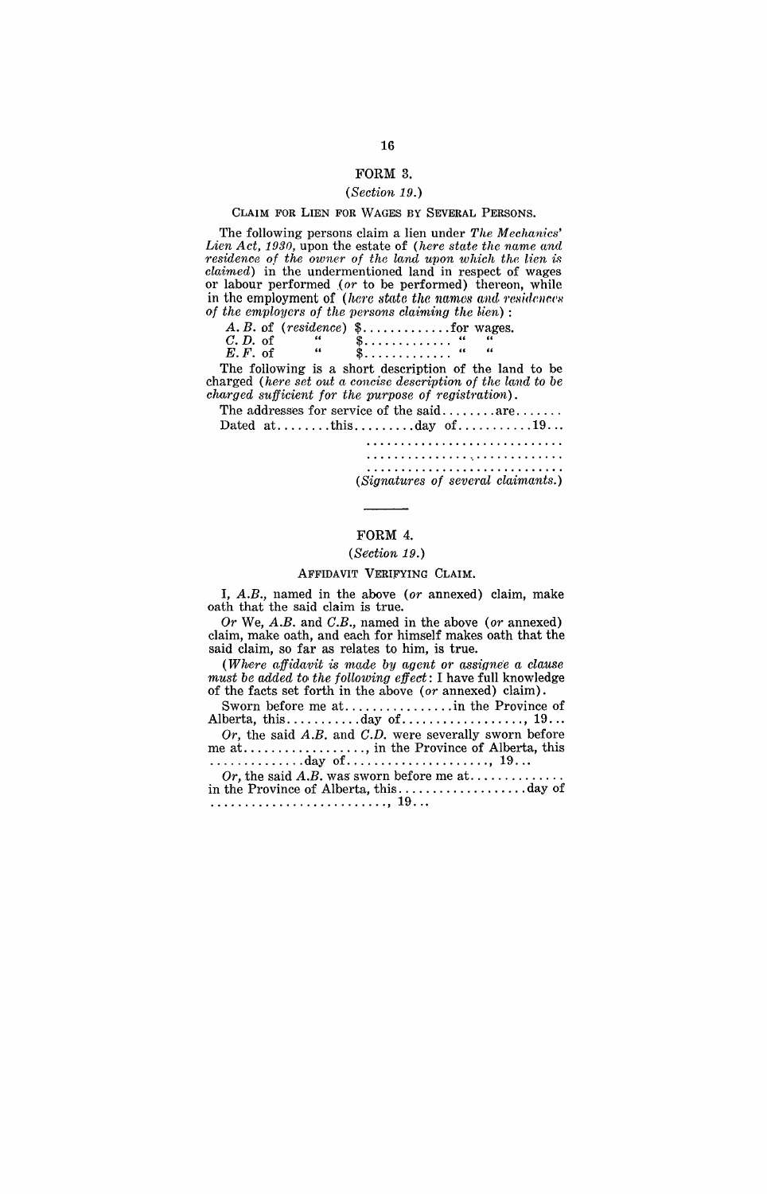## FORM 3.

*(Section 19.)*

### CLAIM FOR LIEN FOR WAGES BY SEVERAL PERSONS.

The following persons claim a lien under *The Mechanics' Lien Act, 1930*, upon the estate of *(here state the name and residence of the owner of the land upon which the lien is claimed)* in the undermentioned land in respect of wages or labour performed (*or* to be performed) thereon, while in the employment of *(here state the names and residences of the employers of the persons claiming the lien)*:

*A. B.* of *(residence)* $............. for wages.
*C. D.* of " $............. " "
*E. F.* of " $............. " "

The following is a short description of the land to be charged *(here set out a concise description of the land to be charged sufficient for the purpose of registration)*.

The addresses for service of the said........are.......

Dated at........this.........day of...........19...

.............................
.............................
.............................
*(Signatures of several claimants.)*

---

## FORM 4.

*(Section 19.)*

### AFFIDAVIT VERIFYING CLAIM.

I, *A.B.*, named in the above (*or* annexed) claim, make oath that the said claim is true.

*Or* We, *A.B.* and *C.B.*, named in the above (*or* annexed) claim, make oath, and each for himself makes oath that the said claim, so far as relates to him, is true.

*(Where affidavit is made by agent or assignee a clause must be added to the following effect*: I have full knowledge of the facts set forth in the above (*or* annexed) claim).

Sworn before me at................in the Province of Alberta, this...........day of.................., 19...

*Or*, the said *A.B.* and *C.D.* were severally sworn before me at.................., in the Province of Alberta, this ..............day of....................., 19...

*Or*, the said *A.B.* was sworn before me at............. in the Province of Alberta, this...................day of .........................., 19...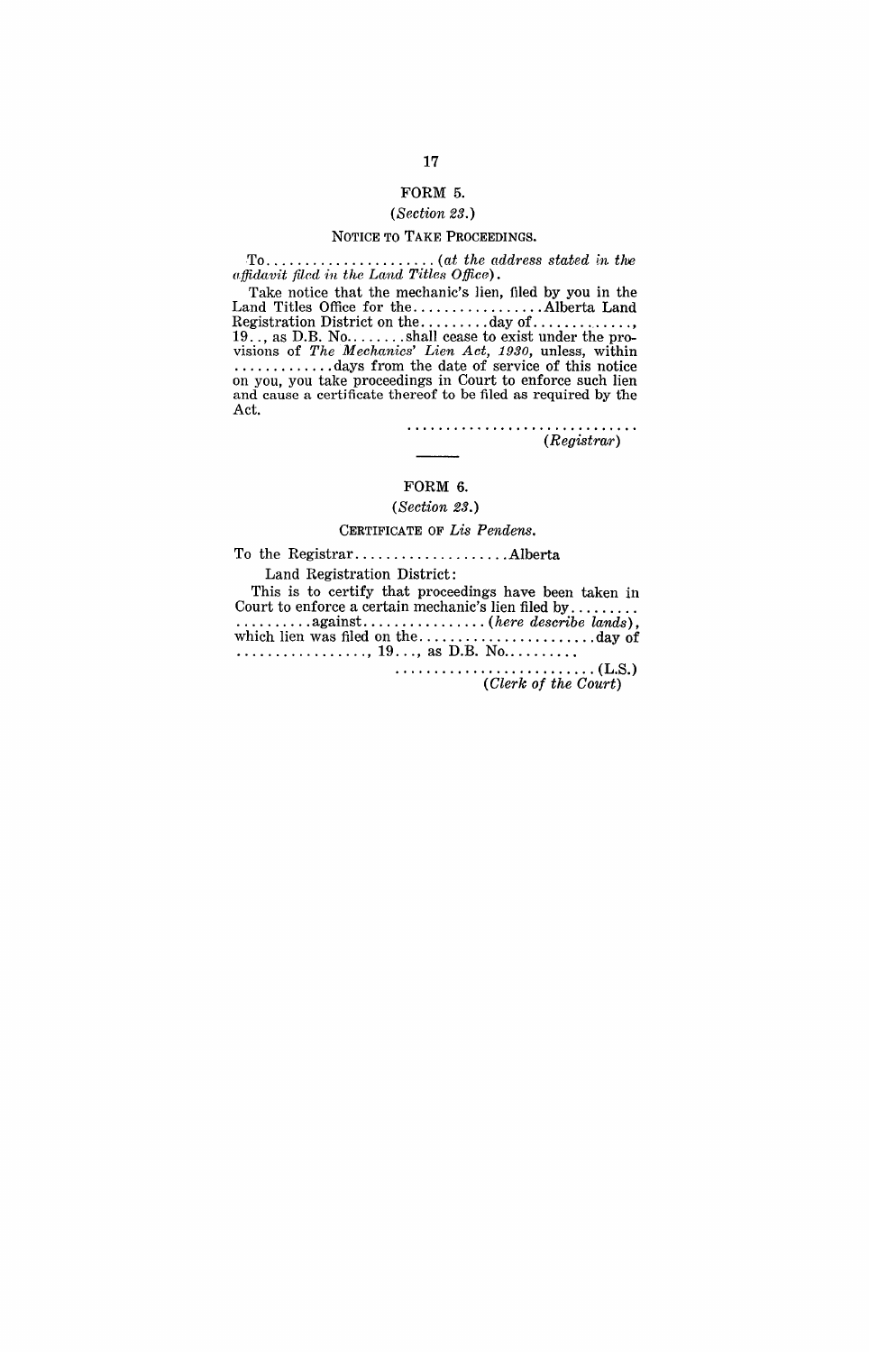# FORM 5.

*(Section 23.)*

## NOTICE TO TAKE PROCEEDINGS.

To...................... *(at the address stated in the affidavit filed in the Land Titles Office)*.

Take notice that the mechanic's lien, filed by you in the Land Titles Office for the.................Alberta Land Registration District on the.........day of............., 19.., as D.B. No........shall cease to exist under the provisions of *The Mechanics' Lien Act, 1930*, unless, within ............days from the date of service of this notice on you, you take proceedings in Court to enforce such lien and cause a certificate thereof to be filed as required by the Act.

..............................
*(Registrar)*

---

# FORM 6.

*(Section 23.)*

## CERTIFICATE OF *Lis Pendens*.

To the Registrar....................Alberta

Land Registration District:

This is to certify that proceedings have been taken in Court to enforce a certain mechanic's lien filed by......... ..........against................*(here describe lands)*, which lien was filed on the......................day of ................., 19..., as D.B. No.........

..........................(L.S.)
*(Clerk of the Court)*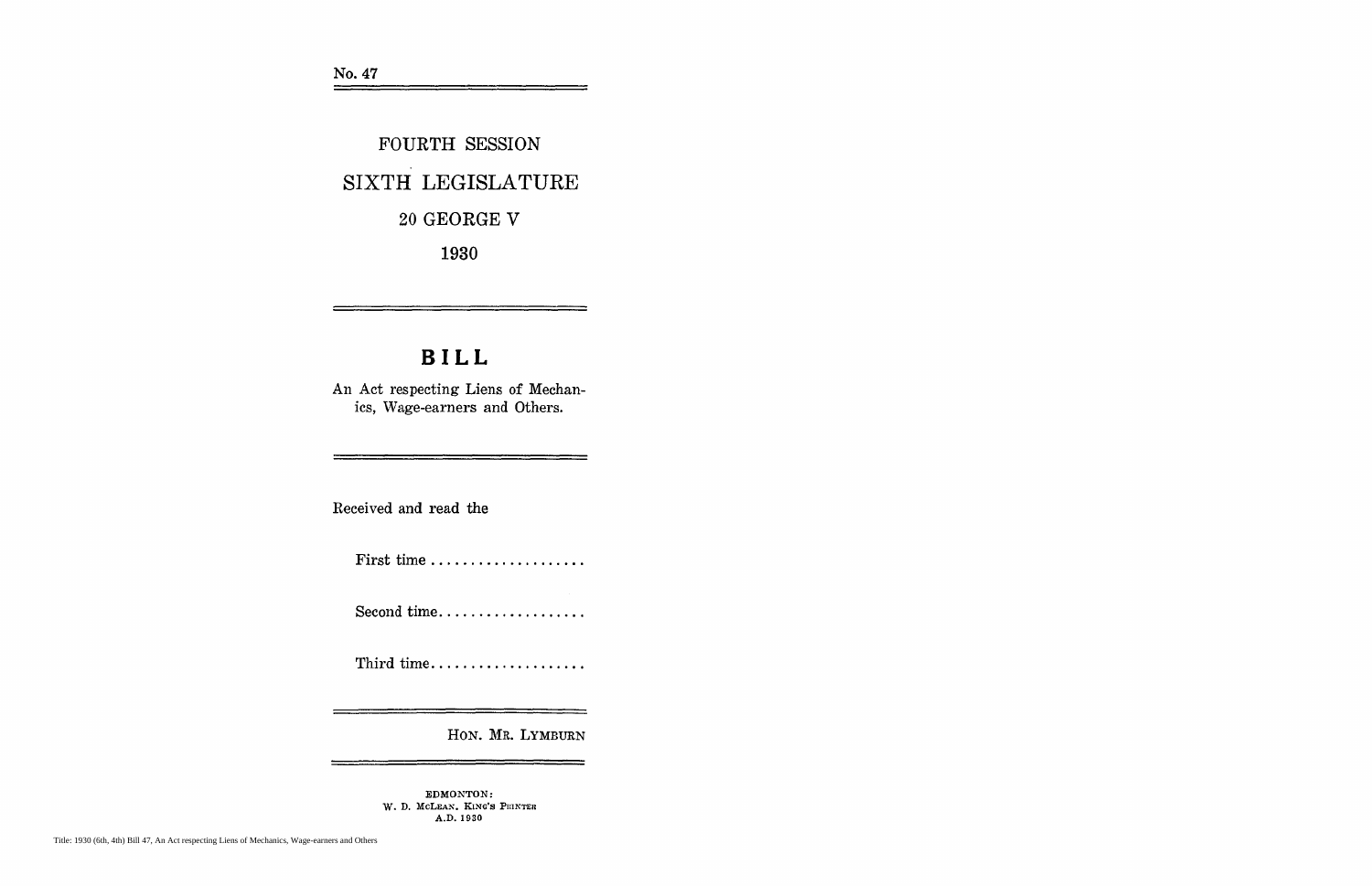No. 47

FOURTH SESSION

SIXTH LEGISLATURE

20 GEORGE V

1930

# BILL

An Act respecting Liens of Mechanics, Wage-earners and Others.

Received and read the

First time . . . . . . . . . . . . . . . . . . . .

Second time. . . . . . . . . . . . . . . . . . .

Third time. . . . . . . . . . . . . . . . . . . .

HON. MR. LYMBURN

EDMONTON:
W. D. McLEAN, KING'S PRINTER
A.D. 1930